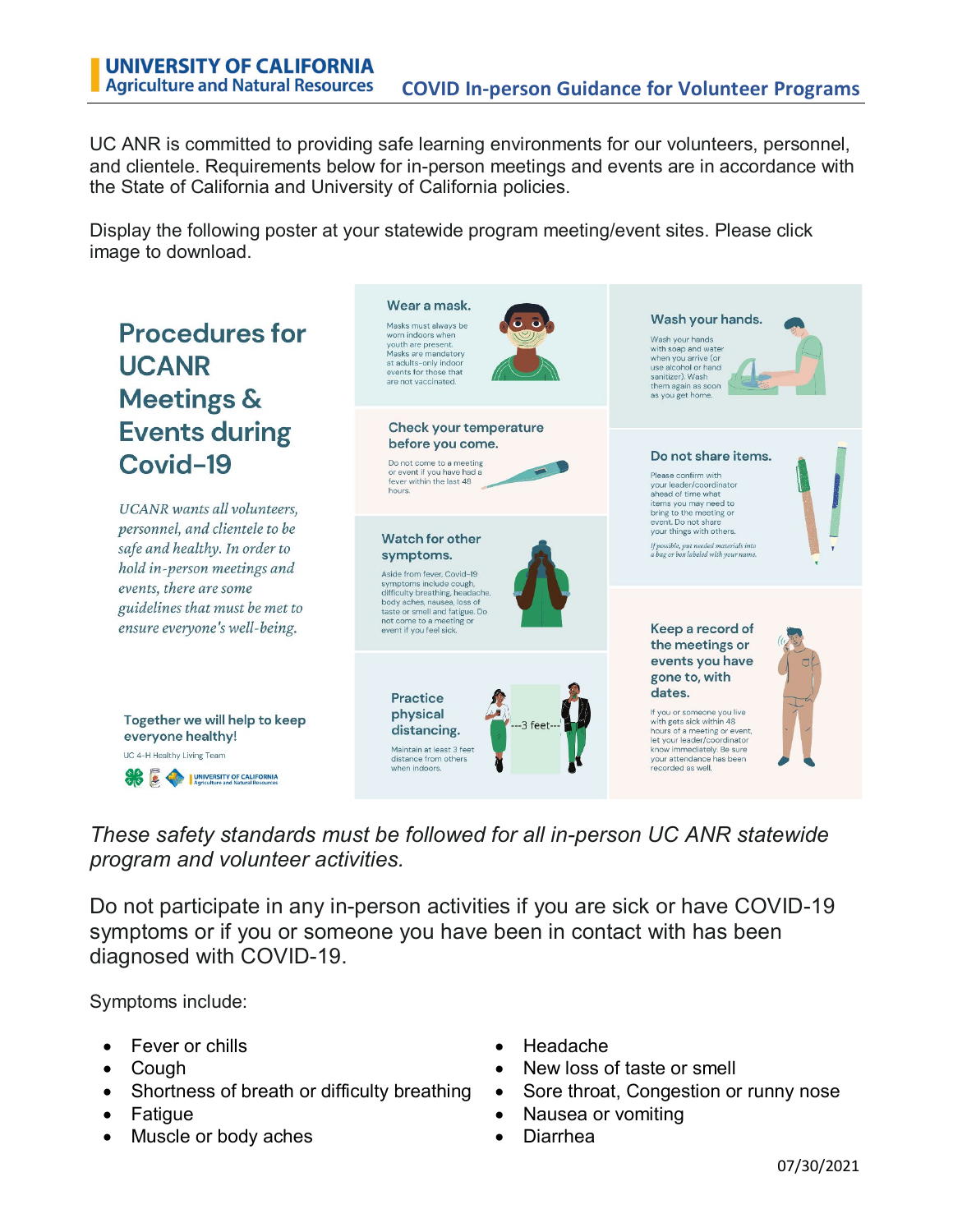# UNIVERSITY OF CALIFORNIA Agriculture and Natural Resources

## COVID In-person Guidance for Volunteer Programs

UC ANR is committed to providing safe learning environments for our volunteers, personnel, and clientele. Requirements below for in-person meetings and events are in accordance with the State of California and University of California policies.

Display the following poster at your statewide program meeting/event sites. Please click image to download.

## Procedures for UCANR Meetings & Events during Covid-19

*UCANR wants all volunteers, personnel, and clientele to be safe and healthy. In order to hold in-person meetings and events, there are some guidelines that must be met to ensure everyone's well-being.*

**Wear a mask.**
Masks must always be worn indoors when youth are present. Masks are mandatory at adults-only indoor events for those that are not vaccinated.

**Check your temperature before you come.**
Do not come to a meeting or event if you have had a fever within the last 48 hours.

**Watch for other symptoms.**
Aside from fever, Covid-19 symptoms include cough, difficulty breathing, headache, body aches, nausea, loss of taste or smell and fatigue. Do not come to a meeting or event if you feel sick.

**Practice physical distancing.**
Maintain at least 3 feet distance from others when indoors.

---3 feet---

**Wash your hands.**
Wash your hands with soap and water when you arrive (or use alcohol or hand sanitizer). Wash them again as soon as you get home.

**Do not share items.**
Please confirm with your leader/coordinator ahead of time what items you may need to bring to the meeting or event. Do not share your things with others.

*If possible, put needed materials into a bag or box labeled with your name.*

**Keep a record of the meetings or events you have gone to, with dates.**
If you or someone you live with gets sick within 48 hours of a meeting or event, let your leader/coordinator know immediately. Be sure your attendance has been recorded as well.

**Together we will help to keep everyone healthy!**

UC 4-H Healthy Living Team

*These safety standards must be followed for all in-person UC ANR statewide program and volunteer activities.*

Do not participate in any in-person activities if you are sick or have COVID-19 symptoms or if you or someone you have been in contact with has been diagnosed with COVID-19.

Symptoms include:

- Fever or chills
- Cough
- Shortness of breath or difficulty breathing
- Fatigue
- Muscle or body aches
- Headache
- New loss of taste or smell
- Sore throat, Congestion or runny nose
- Nausea or vomiting
- Diarrhea

07/30/2021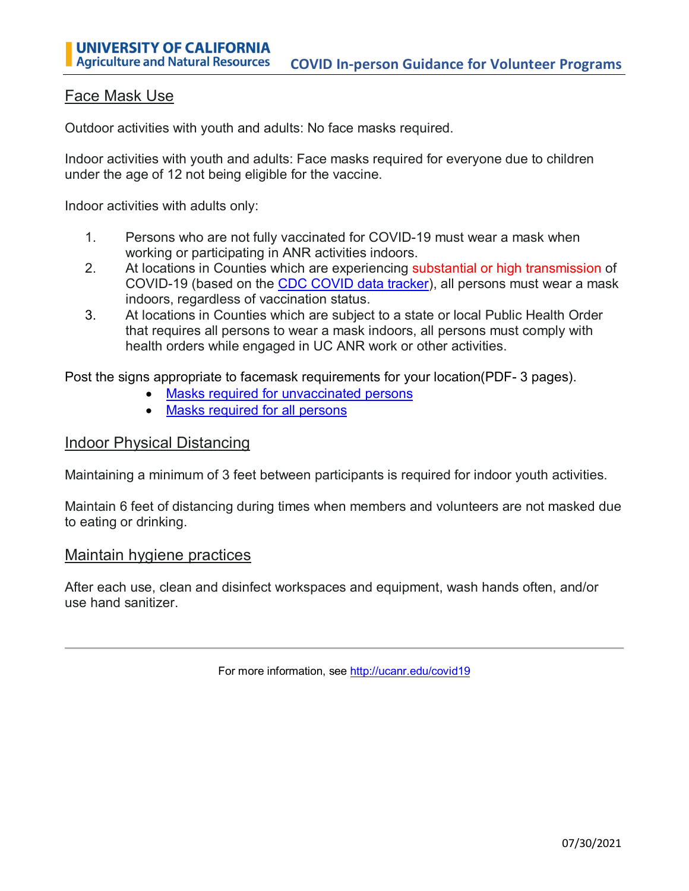## Face Mask Use

Outdoor activities with youth and adults: No face masks required.

Indoor activities with youth and adults: Face masks required for everyone due to children under the age of 12 not being eligible for the vaccine.

Indoor activities with adults only:

1. Persons who are not fully vaccinated for COVID-19 must wear a mask when working or participating in ANR activities indoors.
2. At locations in Counties which are experiencing substantial or high transmission of COVID-19 (based on the CDC COVID data tracker), all persons must wear a mask indoors, regardless of vaccination status.
3. At locations in Counties which are subject to a state or local Public Health Order that requires all persons to wear a mask indoors, all persons must comply with health orders while engaged in UC ANR work or other activities.

Post the signs appropriate to facemask requirements for your location(PDF- 3 pages).

- Masks required for unvaccinated persons
- Masks required for all persons

## Indoor Physical Distancing

Maintaining a minimum of 3 feet between participants is required for indoor youth activities.

Maintain 6 feet of distancing during times when members and volunteers are not masked due to eating or drinking.

## Maintain hygiene practices

After each use, clean and disinfect workspaces and equipment, wash hands often, and/or use hand sanitizer.

---

For more information, see http://ucanr.edu/covid19

07/30/2021